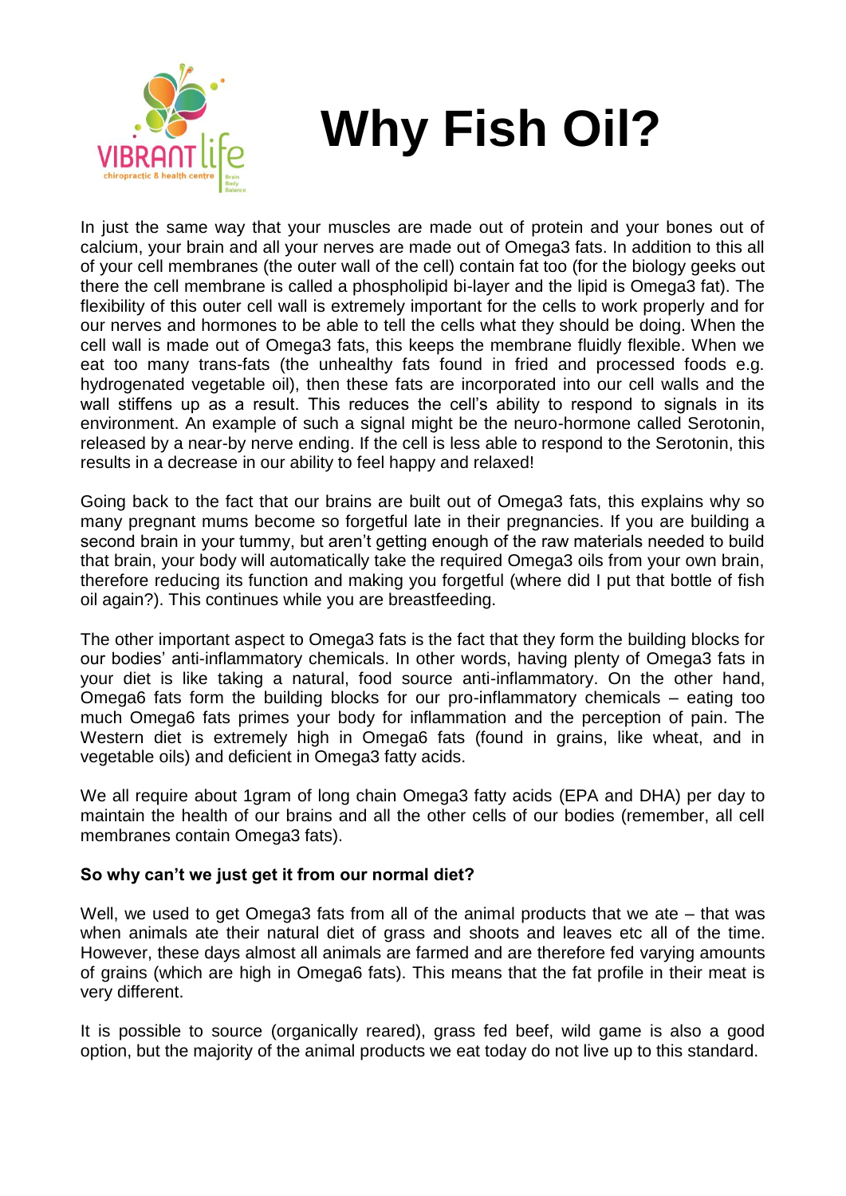# Why Fish Oil?

In just the same way that your muscles are made out of protein and your bones out of calcium, your brain and all your nerves are made out of Omega3 fats. In addition to this all of your cell membranes (the outer wall of the cell) contain fat too (for the biology geeks out there the cell membrane is called a phospholipid bi-layer and the lipid is Omega3 fat). The flexibility of this outer cell wall is extremely important for the cells to work properly and for our nerves and hormones to be able to tell the cells what they should be doing. When the cell wall is made out of Omega3 fats, this keeps the membrane fluidly flexible. When we eat too many trans-fats (the unhealthy fats found in fried and processed foods e.g. hydrogenated vegetable oil), then these fats are incorporated into our cell walls and the wall stiffens up as a result. This reduces the cell's ability to respond to signals in its environment. An example of such a signal might be the neuro-hormone called Serotonin, released by a near-by nerve ending. If the cell is less able to respond to the Serotonin, this results in a decrease in our ability to feel happy and relaxed!

Going back to the fact that our brains are built out of Omega3 fats, this explains why so many pregnant mums become so forgetful late in their pregnancies. If you are building a second brain in your tummy, but aren't getting enough of the raw materials needed to build that brain, your body will automatically take the required Omega3 oils from your own brain, therefore reducing its function and making you forgetful (where did I put that bottle of fish oil again?). This continues while you are breastfeeding.

The other important aspect to Omega3 fats is the fact that they form the building blocks for our bodies' anti-inflammatory chemicals. In other words, having plenty of Omega3 fats in your diet is like taking a natural, food source anti-inflammatory. On the other hand, Omega6 fats form the building blocks for our pro-inflammatory chemicals – eating too much Omega6 fats primes your body for inflammation and the perception of pain. The Western diet is extremely high in Omega6 fats (found in grains, like wheat, and in vegetable oils) and deficient in Omega3 fatty acids.

We all require about 1gram of long chain Omega3 fatty acids (EPA and DHA) per day to maintain the health of our brains and all the other cells of our bodies (remember, all cell membranes contain Omega3 fats).

**So why can't we just get it from our normal diet?**

Well, we used to get Omega3 fats from all of the animal products that we ate – that was when animals ate their natural diet of grass and shoots and leaves etc all of the time. However, these days almost all animals are farmed and are therefore fed varying amounts of grains (which are high in Omega6 fats). This means that the fat profile in their meat is very different.

It is possible to source (organically reared), grass fed beef, wild game is also a good option, but the majority of the animal products we eat today do not live up to this standard.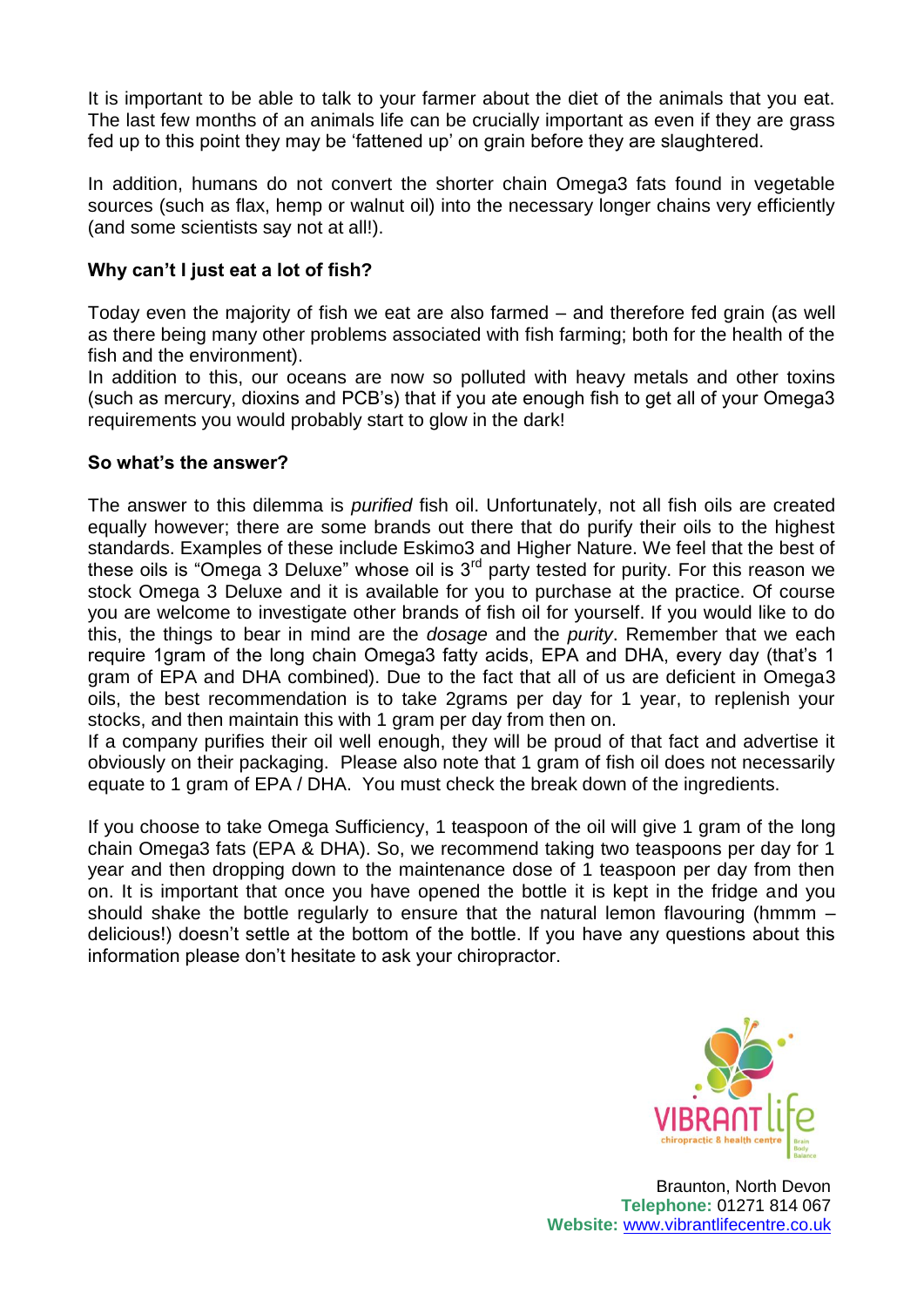It is important to be able to talk to your farmer about the diet of the animals that you eat. The last few months of an animals life can be crucially important as even if they are grass fed up to this point they may be 'fattened up' on grain before they are slaughtered.

In addition, humans do not convert the shorter chain Omega3 fats found in vegetable sources (such as flax, hemp or walnut oil) into the necessary longer chains very efficiently (and some scientists say not at all!).

**Why can't I just eat a lot of fish?**

Today even the majority of fish we eat are also farmed – and therefore fed grain (as well as there being many other problems associated with fish farming; both for the health of the fish and the environment).

In addition to this, our oceans are now so polluted with heavy metals and other toxins (such as mercury, dioxins and PCB's) that if you ate enough fish to get all of your Omega3 requirements you would probably start to glow in the dark!

**So what's the answer?**

The answer to this dilemma is *purified* fish oil. Unfortunately, not all fish oils are created equally however; there are some brands out there that do purify their oils to the highest standards. Examples of these include Eskimo3 and Higher Nature. We feel that the best of these oils is "Omega 3 Deluxe" whose oil is 3rd party tested for purity. For this reason we stock Omega 3 Deluxe and it is available for you to purchase at the practice. Of course you are welcome to investigate other brands of fish oil for yourself. If you would like to do this, the things to bear in mind are the *dosage* and the *purity*. Remember that we each require 1gram of the long chain Omega3 fatty acids, EPA and DHA, every day (that's 1 gram of EPA and DHA combined). Due to the fact that all of us are deficient in Omega3 oils, the best recommendation is to take 2grams per day for 1 year, to replenish your stocks, and then maintain this with 1 gram per day from then on.

If a company purifies their oil well enough, they will be proud of that fact and advertise it obviously on their packaging. Please also note that 1 gram of fish oil does not necessarily equate to 1 gram of EPA / DHA. You must check the break down of the ingredients.

If you choose to take Omega Sufficiency, 1 teaspoon of the oil will give 1 gram of the long chain Omega3 fats (EPA & DHA). So, we recommend taking two teaspoons per day for 1 year and then dropping down to the maintenance dose of 1 teaspoon per day from then on. It is important that once you have opened the bottle it is kept in the fridge and you should shake the bottle regularly to ensure that the natural lemon flavouring (hmmm – delicious!) doesn't settle at the bottom of the bottle. If you have any questions about this information please don't hesitate to ask your chiropractor.

VIBRANT life
chiropractic & health centre
Brain Body Balance

Braunton, North Devon
**Telephone:** 01271 814 067
**Website:** www.vibrantlifecentre.co.uk